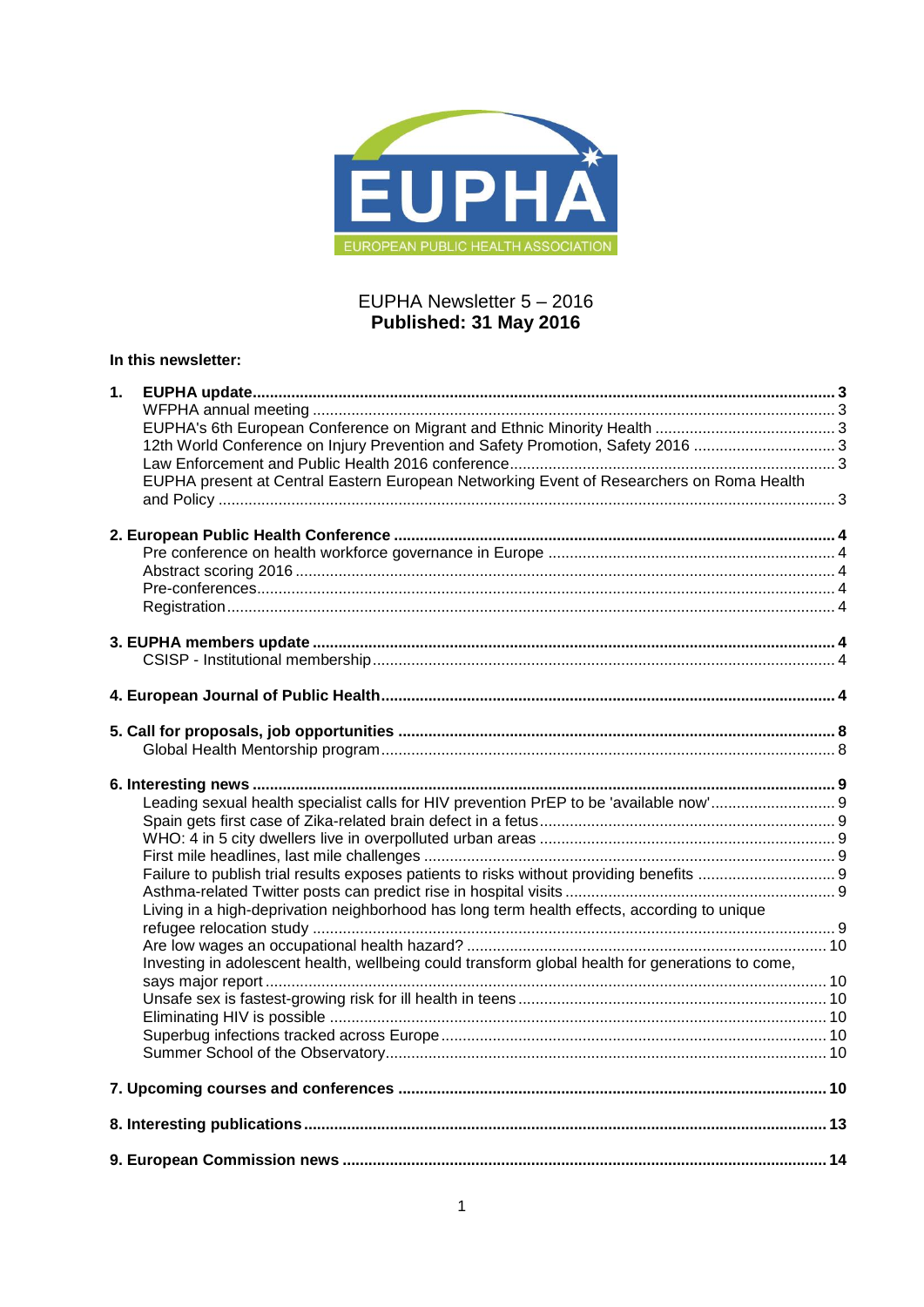EUPHA

EUROPEAN PUBLIC HEALTH ASSOCIATION

EUPHA Newsletter 5 – 2016

**Published: 31 May 2016**

**In this newsletter:**

**1. EUPHA update ... 3**
- WFPHA annual meeting ... 3
- EUPHA's 6th European Conference on Migrant and Ethnic Minority Health ... 3
- 12th World Conference on Injury Prevention and Safety Promotion, Safety 2016 ... 3
- Law Enforcement and Public Health 2016 conference ... 3
- EUPHA present at Central Eastern European Networking Event of Researchers on Roma Health and Policy ... 3

**2. European Public Health Conference ... 4**
- Pre conference on health workforce governance in Europe ... 4
- Abstract scoring 2016 ... 4
- Pre-conferences ... 4
- Registration ... 4

**3. EUPHA members update ... 4**
- CSISP - Institutional membership ... 4

**4. European Journal of Public Health ... 4**

**5. Call for proposals, job opportunities ... 8**
- Global Health Mentorship program ... 8

**6. Interesting news ... 9**
- Leading sexual health specialist calls for HIV prevention PrEP to be 'available now' ... 9
- Spain gets first case of Zika-related brain defect in a fetus ... 9
- WHO: 4 in 5 city dwellers live in overpolluted urban areas ... 9
- First mile headlines, last mile challenges ... 9
- Failure to publish trial results exposes patients to risks without providing benefits ... 9
- Asthma-related Twitter posts can predict rise in hospital visits ... 9
- Living in a high-deprivation neighborhood has long term health effects, according to unique refugee relocation study ... 9
- Are low wages an occupational health hazard? ... 10
- Investing in adolescent health, wellbeing could transform global health for generations to come, says major report ... 10
- Unsafe sex is fastest-growing risk for ill health in teens ... 10
- Eliminating HIV is possible ... 10
- Superbug infections tracked across Europe ... 10
- Summer School of the Observatory ... 10

**7. Upcoming courses and conferences ... 10**

**8. Interesting publications ... 13**

**9. European Commission news ... 14**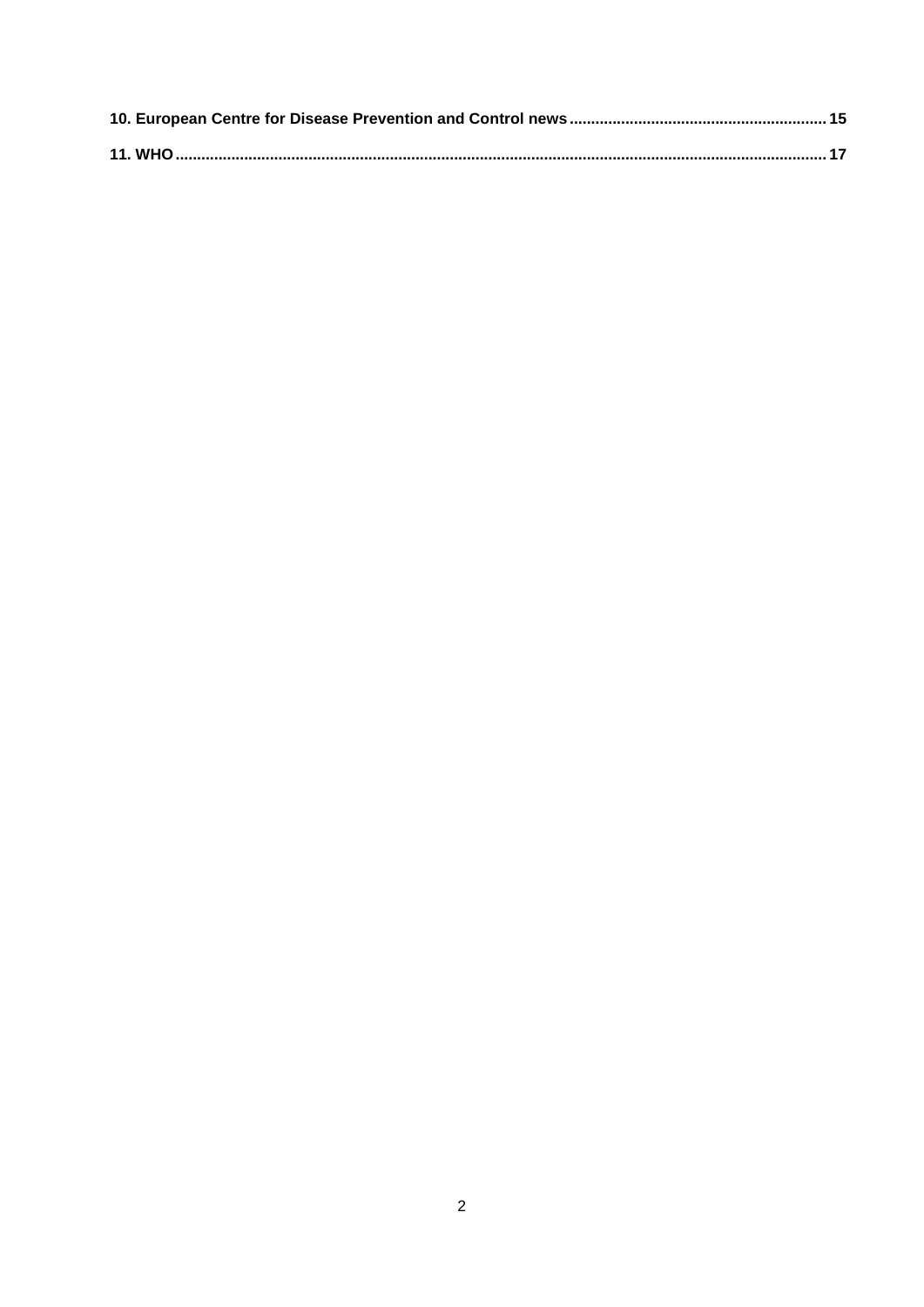**10. European Centre for Disease Prevention and Control news** ........................................................... 15

**11. WHO** ..................................................................................................................................................... 17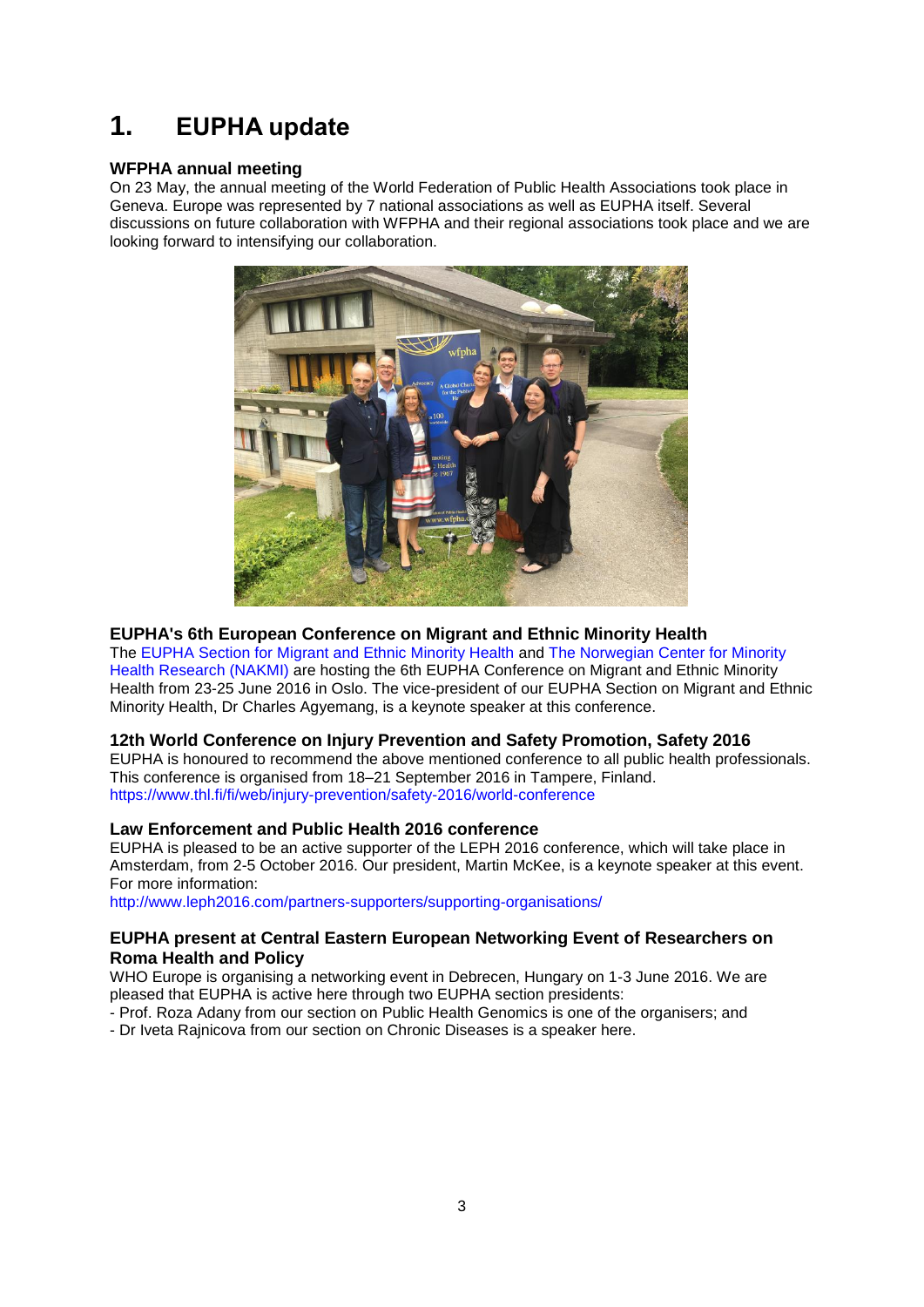# 1. EUPHA update

### WFPHA annual meeting

On 23 May, the annual meeting of the World Federation of Public Health Associations took place in Geneva. Europe was represented by 7 national associations as well as EUPHA itself. Several discussions on future collaboration with WFPHA and their regional associations took place and we are looking forward to intensifying our collaboration.

### EUPHA's 6th European Conference on Migrant and Ethnic Minority Health

The EUPHA Section for Migrant and Ethnic Minority Health and The Norwegian Center for Minority Health Research (NAKMI) are hosting the 6th EUPHA Conference on Migrant and Ethnic Minority Health from 23-25 June 2016 in Oslo. The vice-president of our EUPHA Section on Migrant and Ethnic Minority Health, Dr Charles Agyemang, is a keynote speaker at this conference.

### 12th World Conference on Injury Prevention and Safety Promotion, Safety 2016

EUPHA is honoured to recommend the above mentioned conference to all public health professionals. This conference is organised from 18–21 September 2016 in Tampere, Finland.
https://www.thl.fi/fi/web/injury-prevention/safety-2016/world-conference

### Law Enforcement and Public Health 2016 conference

EUPHA is pleased to be an active supporter of the LEPH 2016 conference, which will take place in Amsterdam, from 2-5 October 2016. Our president, Martin McKee, is a keynote speaker at this event. For more information:
http://www.leph2016.com/partners-supporters/supporting-organisations/

### EUPHA present at Central Eastern European Networking Event of Researchers on Roma Health and Policy

WHO Europe is organising a networking event in Debrecen, Hungary on 1-3 June 2016. We are pleased that EUPHA is active here through two EUPHA section presidents:
- Prof. Roza Adany from our section on Public Health Genomics is one of the organisers; and
- Dr Iveta Rajnicova from our section on Chronic Diseases is a speaker here.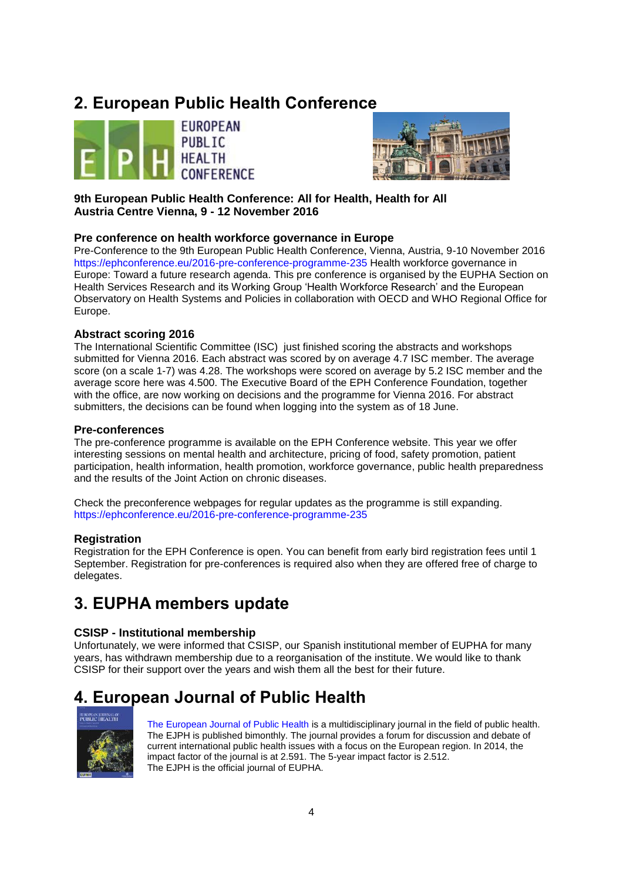## 2. European Public Health Conference

**9th European Public Health Conference: All for Health, Health for All**
**Austria Centre Vienna, 9 - 12 November 2016**

### Pre conference on health workforce governance in Europe

Pre-Conference to the 9th European Public Health Conference, Vienna, Austria, 9-10 November 2016 https://ephconference.eu/2016-pre-conference-programme-235 Health workforce governance in Europe: Toward a future research agenda. This pre conference is organised by the EUPHA Section on Health Services Research and its Working Group 'Health Workforce Research' and the European Observatory on Health Systems and Policies in collaboration with OECD and WHO Regional Office for Europe.

### Abstract scoring 2016

The International Scientific Committee (ISC) just finished scoring the abstracts and workshops submitted for Vienna 2016. Each abstract was scored by on average 4.7 ISC member. The average score (on a scale 1-7) was 4.28. The workshops were scored on average by 5.2 ISC member and the average score here was 4.500. The Executive Board of the EPH Conference Foundation, together with the office, are now working on decisions and the programme for Vienna 2016. For abstract submitters, the decisions can be found when logging into the system as of 18 June.

### Pre-conferences

The pre-conference programme is available on the EPH Conference website. This year we offer interesting sessions on mental health and architecture, pricing of food, safety promotion, patient participation, health information, health promotion, workforce governance, public health preparedness and the results of the Joint Action on chronic diseases.

Check the preconference webpages for regular updates as the programme is still expanding. https://ephconference.eu/2016-pre-conference-programme-235

### Registration

Registration for the EPH Conference is open. You can benefit from early bird registration fees until 1 September. Registration for pre-conferences is required also when they are offered free of charge to delegates.

## 3. EUPHA members update

### CSISP - Institutional membership

Unfortunately, we were informed that CSISP, our Spanish institutional member of EUPHA for many years, has withdrawn membership due to a reorganisation of the institute. We would like to thank CSISP for their support over the years and wish them all the best for their future.

## 4. European Journal of Public Health

The European Journal of Public Health is a multidisciplinary journal in the field of public health. The EJPH is published bimonthly. The journal provides a forum for discussion and debate of current international public health issues with a focus on the European region. In 2014, the impact factor of the journal is at 2.591. The 5-year impact factor is 2.512.
The EJPH is the official journal of EUPHA.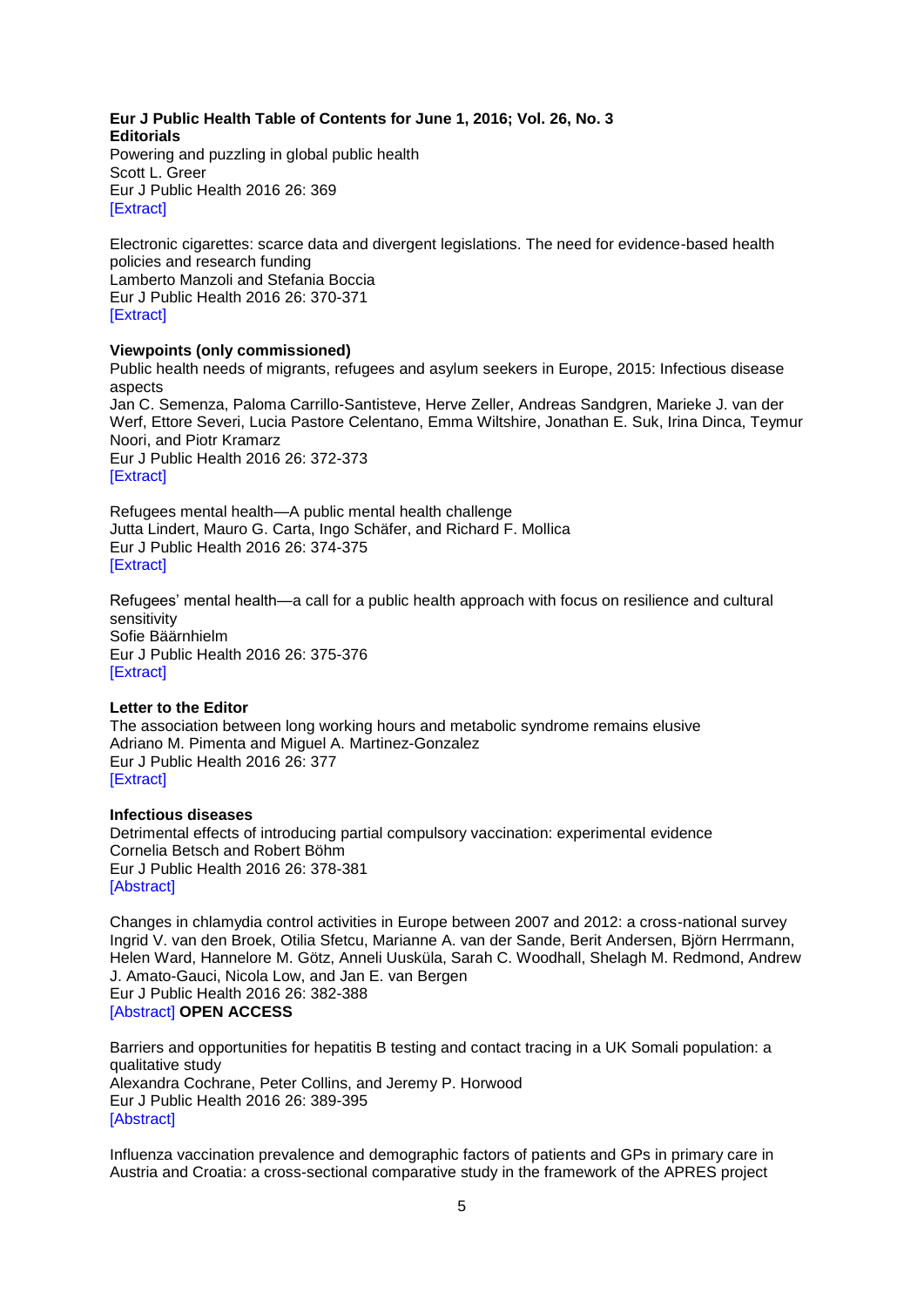**Eur J Public Health Table of Contents for June 1, 2016; Vol. 26, No. 3**

**Editorials**

Powering and puzzling in global public health
Scott L. Greer
Eur J Public Health 2016 26: 369
[Extract]

Electronic cigarettes: scarce data and divergent legislations. The need for evidence-based health policies and research funding
Lamberto Manzoli and Stefania Boccia
Eur J Public Health 2016 26: 370-371
[Extract]

**Viewpoints (only commissioned)**

Public health needs of migrants, refugees and asylum seekers in Europe, 2015: Infectious disease aspects
Jan C. Semenza, Paloma Carrillo-Santisteve, Herve Zeller, Andreas Sandgren, Marieke J. van der Werf, Ettore Severi, Lucia Pastore Celentano, Emma Wiltshire, Jonathan E. Suk, Irina Dinca, Teymur Noori, and Piotr Kramarz
Eur J Public Health 2016 26: 372-373
[Extract]

Refugees mental health—A public mental health challenge
Jutta Lindert, Mauro G. Carta, Ingo Schäfer, and Richard F. Mollica
Eur J Public Health 2016 26: 374-375
[Extract]

Refugees' mental health—a call for a public health approach with focus on resilience and cultural sensitivity
Sofie Bäärnhielm
Eur J Public Health 2016 26: 375-376
[Extract]

**Letter to the Editor**

The association between long working hours and metabolic syndrome remains elusive
Adriano M. Pimenta and Miguel A. Martinez-Gonzalez
Eur J Public Health 2016 26: 377
[Extract]

**Infectious diseases**

Detrimental effects of introducing partial compulsory vaccination: experimental evidence
Cornelia Betsch and Robert Böhm
Eur J Public Health 2016 26: 378-381
[Abstract]

Changes in chlamydia control activities in Europe between 2007 and 2012: a cross-national survey
Ingrid V. van den Broek, Otilia Sfetcu, Marianne A. van der Sande, Berit Andersen, Björn Herrmann, Helen Ward, Hannelore M. Götz, Anneli Uusküla, Sarah C. Woodhall, Shelagh M. Redmond, Andrew J. Amato-Gauci, Nicola Low, and Jan E. van Bergen
Eur J Public Health 2016 26: 382-388
[Abstract] **OPEN ACCESS**

Barriers and opportunities for hepatitis B testing and contact tracing in a UK Somali population: a qualitative study
Alexandra Cochrane, Peter Collins, and Jeremy P. Horwood
Eur J Public Health 2016 26: 389-395
[Abstract]

Influenza vaccination prevalence and demographic factors of patients and GPs in primary care in Austria and Croatia: a cross-sectional comparative study in the framework of the APRES project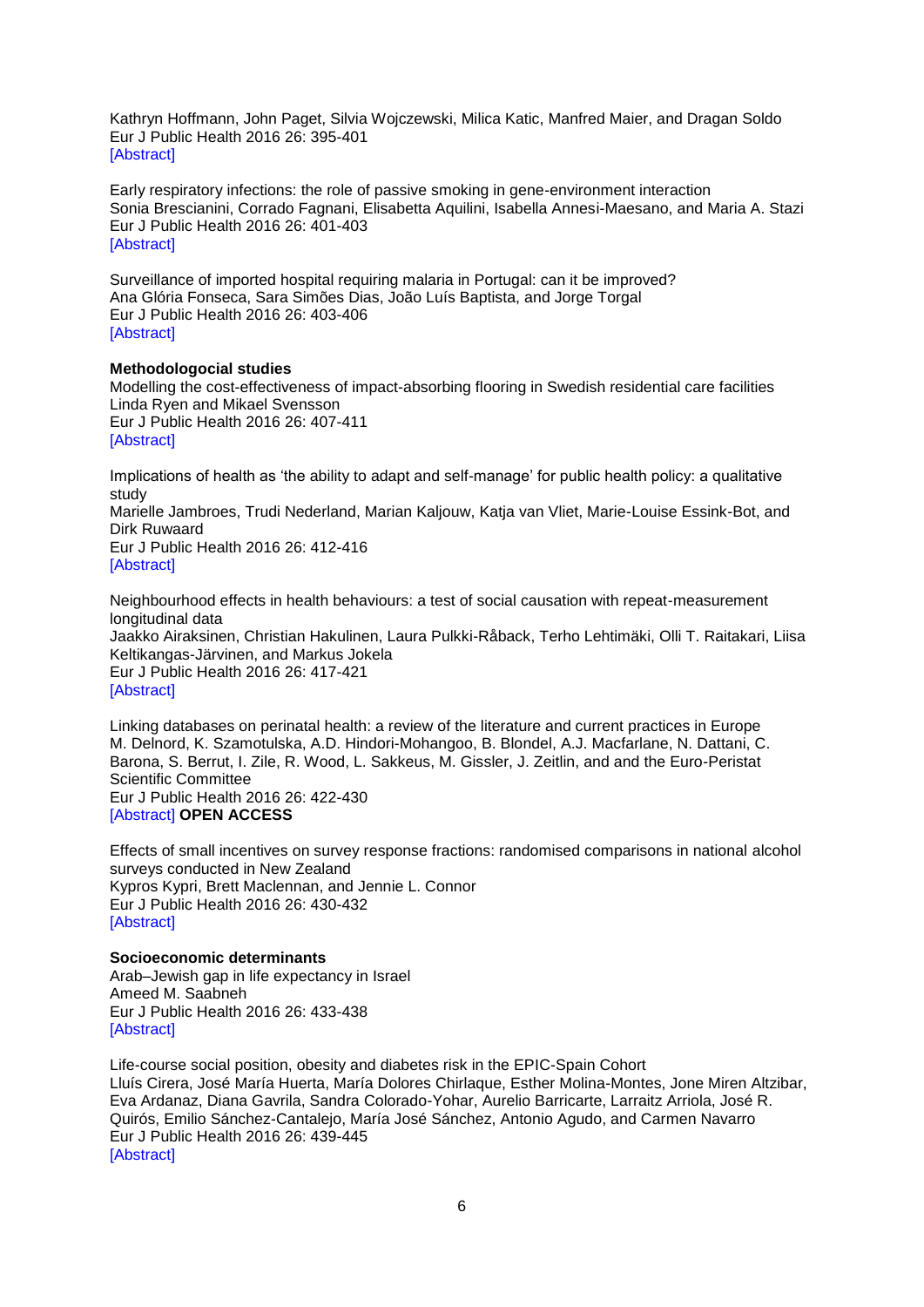Kathryn Hoffmann, John Paget, Silvia Wojczewski, Milica Katic, Manfred Maier, and Dragan Soldo
Eur J Public Health 2016 26: 395-401
[Abstract]

Early respiratory infections: the role of passive smoking in gene-environment interaction
Sonia Brescianini, Corrado Fagnani, Elisabetta Aquilini, Isabella Annesi-Maesano, and Maria A. Stazi
Eur J Public Health 2016 26: 401-403
[Abstract]

Surveillance of imported hospital requiring malaria in Portugal: can it be improved?
Ana Glória Fonseca, Sara Simões Dias, João Luís Baptista, and Jorge Torgal
Eur J Public Health 2016 26: 403-406
[Abstract]

**Methodologocial studies**

Modelling the cost-effectiveness of impact-absorbing flooring in Swedish residential care facilities
Linda Ryen and Mikael Svensson
Eur J Public Health 2016 26: 407-411
[Abstract]

Implications of health as 'the ability to adapt and self-manage' for public health policy: a qualitative study
Marielle Jambroes, Trudi Nederland, Marian Kaljouw, Katja van Vliet, Marie-Louise Essink-Bot, and Dirk Ruwaard
Eur J Public Health 2016 26: 412-416
[Abstract]

Neighbourhood effects in health behaviours: a test of social causation with repeat-measurement longitudinal data
Jaakko Airaksinen, Christian Hakulinen, Laura Pulkki-Råback, Terho Lehtimäki, Olli T. Raitakari, Liisa Keltikangas-Järvinen, and Markus Jokela
Eur J Public Health 2016 26: 417-421
[Abstract]

Linking databases on perinatal health: a review of the literature and current practices in Europe
M. Delnord, K. Szamotulska, A.D. Hindori-Mohangoo, B. Blondel, A.J. Macfarlane, N. Dattani, C. Barona, S. Berrut, I. Zile, R. Wood, L. Sakkeus, M. Gissler, J. Zeitlin, and and the Euro-Peristat Scientific Committee
Eur J Public Health 2016 26: 422-430
[Abstract] **OPEN ACCESS**

Effects of small incentives on survey response fractions: randomised comparisons in national alcohol surveys conducted in New Zealand
Kypros Kypri, Brett Maclennan, and Jennie L. Connor
Eur J Public Health 2016 26: 430-432
[Abstract]

**Socioeconomic determinants**

Arab–Jewish gap in life expectancy in Israel
Ameed M. Saabneh
Eur J Public Health 2016 26: 433-438
[Abstract]

Life-course social position, obesity and diabetes risk in the EPIC-Spain Cohort
Lluís Cirera, José María Huerta, María Dolores Chirlaque, Esther Molina-Montes, Jone Miren Altzibar, Eva Ardanaz, Diana Gavrila, Sandra Colorado-Yohar, Aurelio Barricarte, Larraitz Arriola, José R. Quirós, Emilio Sánchez-Cantalejo, María José Sánchez, Antonio Agudo, and Carmen Navarro
Eur J Public Health 2016 26: 439-445
[Abstract]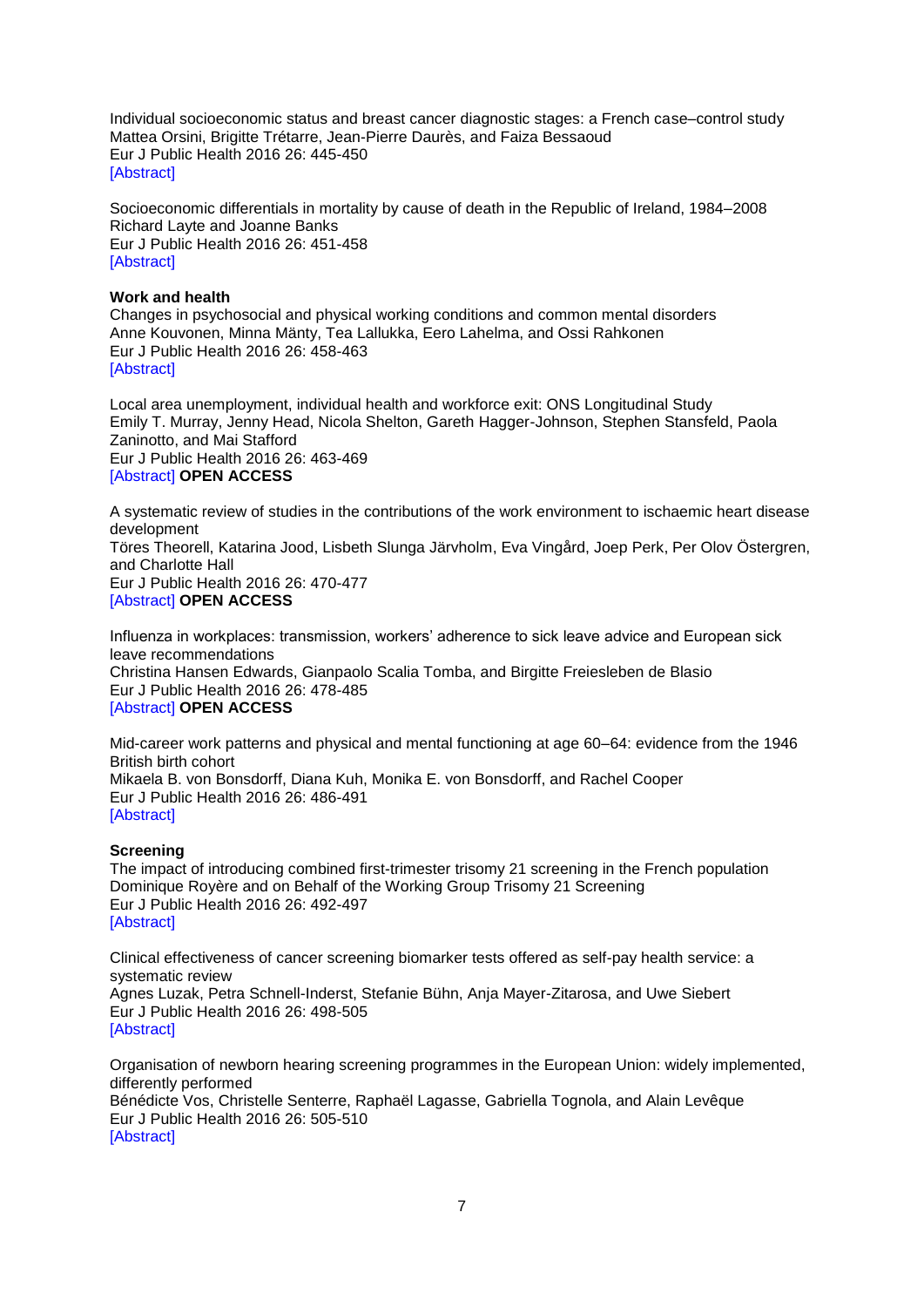Individual socioeconomic status and breast cancer diagnostic stages: a French case–control study
Mattea Orsini, Brigitte Trétarre, Jean-Pierre Daurès, and Faiza Bessaoud
Eur J Public Health 2016 26: 445-450
[Abstract]

Socioeconomic differentials in mortality by cause of death in the Republic of Ireland, 1984–2008
Richard Layte and Joanne Banks
Eur J Public Health 2016 26: 451-458
[Abstract]

**Work and health**

Changes in psychosocial and physical working conditions and common mental disorders
Anne Kouvonen, Minna Mänty, Tea Lallukka, Eero Lahelma, and Ossi Rahkonen
Eur J Public Health 2016 26: 458-463
[Abstract]

Local area unemployment, individual health and workforce exit: ONS Longitudinal Study
Emily T. Murray, Jenny Head, Nicola Shelton, Gareth Hagger-Johnson, Stephen Stansfeld, Paola Zaninotto, and Mai Stafford
Eur J Public Health 2016 26: 463-469
[Abstract] **OPEN ACCESS**

A systematic review of studies in the contributions of the work environment to ischaemic heart disease development
Töres Theorell, Katarina Jood, Lisbeth Slunga Järvholm, Eva Vingård, Joep Perk, Per Olov Östergren, and Charlotte Hall
Eur J Public Health 2016 26: 470-477
[Abstract] **OPEN ACCESS**

Influenza in workplaces: transmission, workers' adherence to sick leave advice and European sick leave recommendations
Christina Hansen Edwards, Gianpaolo Scalia Tomba, and Birgitte Freiesleben de Blasio
Eur J Public Health 2016 26: 478-485
[Abstract] **OPEN ACCESS**

Mid-career work patterns and physical and mental functioning at age 60–64: evidence from the 1946 British birth cohort
Mikaela B. von Bonsdorff, Diana Kuh, Monika E. von Bonsdorff, and Rachel Cooper
Eur J Public Health 2016 26: 486-491
[Abstract]

**Screening**

The impact of introducing combined first-trimester trisomy 21 screening in the French population
Dominique Royère and on Behalf of the Working Group Trisomy 21 Screening
Eur J Public Health 2016 26: 492-497
[Abstract]

Clinical effectiveness of cancer screening biomarker tests offered as self-pay health service: a systematic review
Agnes Luzak, Petra Schnell-Inderst, Stefanie Bühn, Anja Mayer-Zitarosa, and Uwe Siebert
Eur J Public Health 2016 26: 498-505
[Abstract]

Organisation of newborn hearing screening programmes in the European Union: widely implemented, differently performed
Bénédicte Vos, Christelle Senterre, Raphaël Lagasse, Gabriella Tognola, and Alain Levêque
Eur J Public Health 2016 26: 505-510
[Abstract]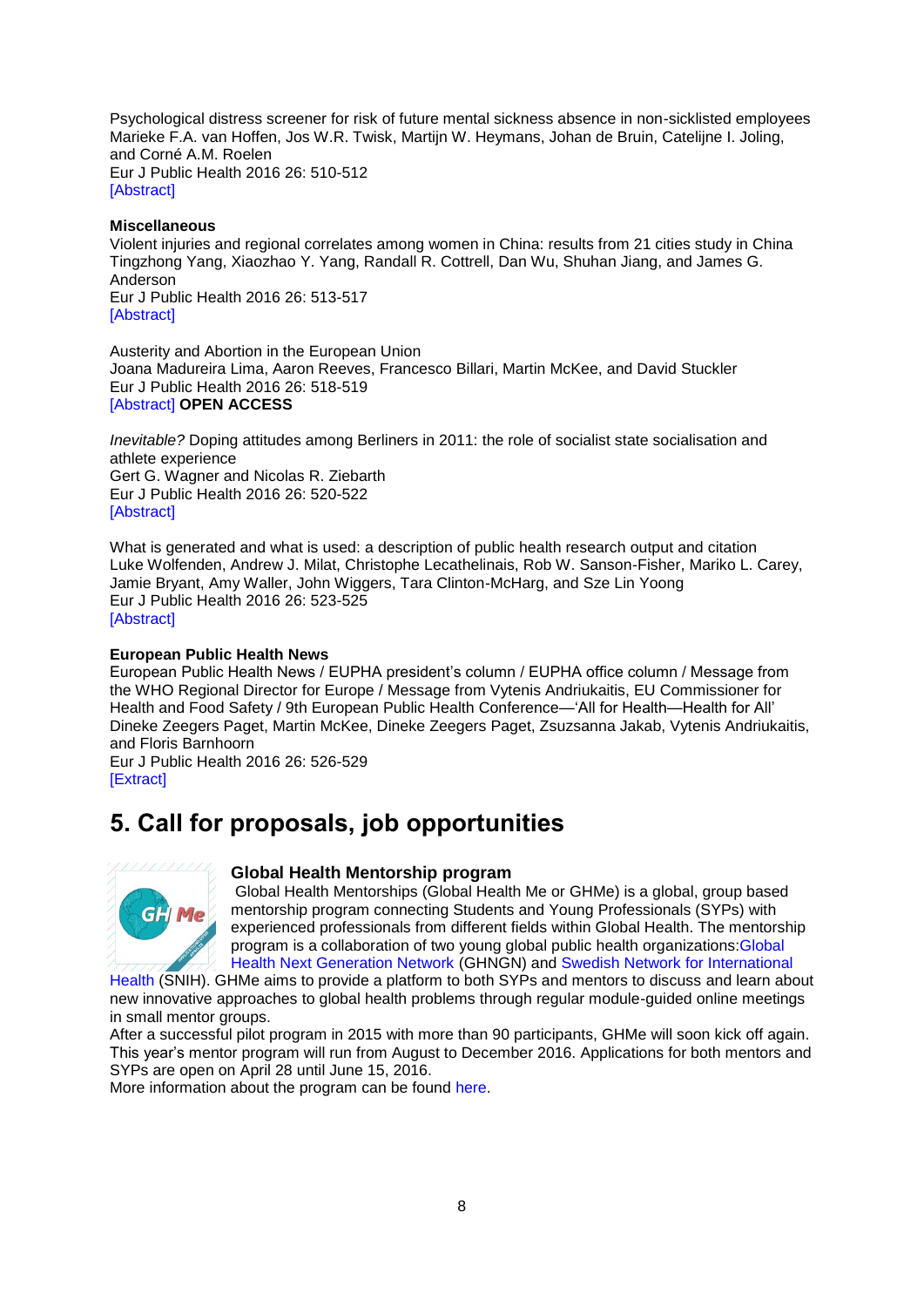Psychological distress screener for risk of future mental sickness absence in non-sicklisted employees
Marieke F.A. van Hoffen, Jos W.R. Twisk, Martijn W. Heymans, Johan de Bruin, Catelijne I. Joling, and Corné A.M. Roelen
Eur J Public Health 2016 26: 510-512
[Abstract]

**Miscellaneous**
Violent injuries and regional correlates among women in China: results from 21 cities study in China
Tingzhong Yang, Xiaozhao Y. Yang, Randall R. Cottrell, Dan Wu, Shuhan Jiang, and James G. Anderson
Eur J Public Health 2016 26: 513-517
[Abstract]

Austerity and Abortion in the European Union
Joana Madureira Lima, Aaron Reeves, Francesco Billari, Martin McKee, and David Stuckler
Eur J Public Health 2016 26: 518-519
[Abstract] **OPEN ACCESS**

*Inevitable?* Doping attitudes among Berliners in 2011: the role of socialist state socialisation and athlete experience
Gert G. Wagner and Nicolas R. Ziebarth
Eur J Public Health 2016 26: 520-522
[Abstract]

What is generated and what is used: a description of public health research output and citation
Luke Wolfenden, Andrew J. Milat, Christophe Lecathelinais, Rob W. Sanson-Fisher, Mariko L. Carey, Jamie Bryant, Amy Waller, John Wiggers, Tara Clinton-McHarg, and Sze Lin Yoong
Eur J Public Health 2016 26: 523-525
[Abstract]

**European Public Health News**
European Public Health News / EUPHA president's column / EUPHA office column / Message from the WHO Regional Director for Europe / Message from Vytenis Andriukaitis, EU Commissioner for Health and Food Safety / 9th European Public Health Conference—'All for Health—Health for All'
Dineke Zeegers Paget, Martin McKee, Dineke Zeegers Paget, Zsuzsanna Jakab, Vytenis Andriukaitis, and Floris Barnhoorn
Eur J Public Health 2016 26: 526-529
[Extract]

# 5. Call for proposals, job opportunities

### Global Health Mentorship program

Global Health Mentorships (Global Health Me or GHMe) is a global, group based mentorship program connecting Students and Young Professionals (SYPs) with experienced professionals from different fields within Global Health. The mentorship program is a collaboration of two young global public health organizations: Global Health Next Generation Network (GHNGN) and Swedish Network for International Health (SNIH). GHMe aims to provide a platform to both SYPs and mentors to discuss and learn about new innovative approaches to global health problems through regular module-guided online meetings in small mentor groups.

After a successful pilot program in 2015 with more than 90 participants, GHMe will soon kick off again. This year's mentor program will run from August to December 2016. Applications for both mentors and SYPs are open on April 28 until June 15, 2016.

More information about the program can be found here.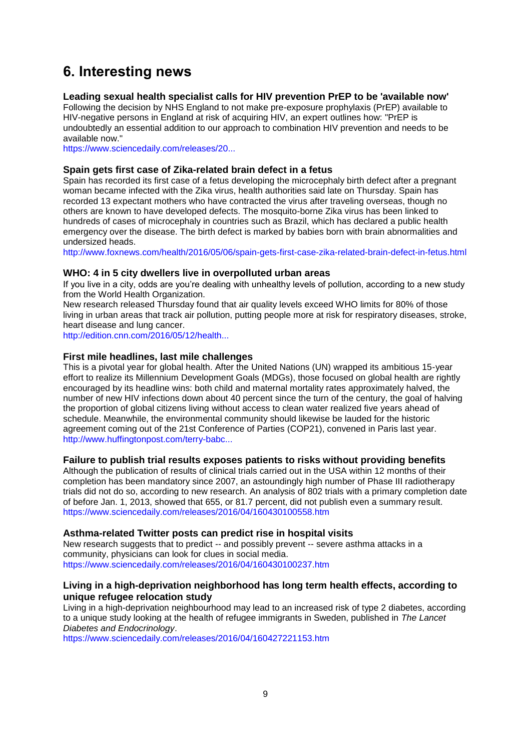# 6. Interesting news

**Leading sexual health specialist calls for HIV prevention PrEP to be 'available now'**

Following the decision by NHS England to not make pre-exposure prophylaxis (PrEP) available to HIV-negative persons in England at risk of acquiring HIV, an expert outlines how: "PrEP is undoubtedly an essential addition to our approach to combination HIV prevention and needs to be available now."

https://www.sciencedaily.com/releases/20...

**Spain gets first case of Zika-related brain defect in a fetus**

Spain has recorded its first case of a fetus developing the microcephaly birth defect after a pregnant woman became infected with the Zika virus, health authorities said late on Thursday. Spain has recorded 13 expectant mothers who have contracted the virus after traveling overseas, though no others are known to have developed defects. The mosquito-borne Zika virus has been linked to hundreds of cases of microcephaly in countries such as Brazil, which has declared a public health emergency over the disease. The birth defect is marked by babies born with brain abnormalities and undersized heads.

http://www.foxnews.com/health/2016/05/06/spain-gets-first-case-zika-related-brain-defect-in-fetus.html

**WHO: 4 in 5 city dwellers live in overpolluted urban areas**

If you live in a city, odds are you're dealing with unhealthy levels of pollution, according to a new study from the World Health Organization.

New research released Thursday found that air quality levels exceed WHO limits for 80% of those living in urban areas that track air pollution, putting people more at risk for respiratory diseases, stroke, heart disease and lung cancer.

http://edition.cnn.com/2016/05/12/health...

**First mile headlines, last mile challenges**

This is a pivotal year for global health. After the United Nations (UN) wrapped its ambitious 15-year effort to realize its Millennium Development Goals (MDGs), those focused on global health are rightly encouraged by its headline wins: both child and maternal mortality rates approximately halved, the number of new HIV infections down about 40 percent since the turn of the century, the goal of halving the proportion of global citizens living without access to clean water realized five years ahead of schedule. Meanwhile, the environmental community should likewise be lauded for the historic agreement coming out of the 21st Conference of Parties (COP21), convened in Paris last year.

http://www.huffingtonpost.com/terry-babc...

**Failure to publish trial results exposes patients to risks without providing benefits**

Although the publication of results of clinical trials carried out in the USA within 12 months of their completion has been mandatory since 2007, an astoundingly high number of Phase III radiotherapy trials did not do so, according to new research. An analysis of 802 trials with a primary completion date of before Jan. 1, 2013, showed that 655, or 81.7 percent, did not publish even a summary result.

https://www.sciencedaily.com/releases/2016/04/160430100558.htm

**Asthma-related Twitter posts can predict rise in hospital visits**

New research suggests that to predict -- and possibly prevent -- severe asthma attacks in a community, physicians can look for clues in social media.

https://www.sciencedaily.com/releases/2016/04/160430100237.htm

**Living in a high-deprivation neighborhood has long term health effects, according to unique refugee relocation study**

Living in a high-deprivation neighbourhood may lead to an increased risk of type 2 diabetes, according to a unique study looking at the health of refugee immigrants in Sweden, published in *The Lancet Diabetes and Endocrinology*.

https://www.sciencedaily.com/releases/2016/04/160427221153.htm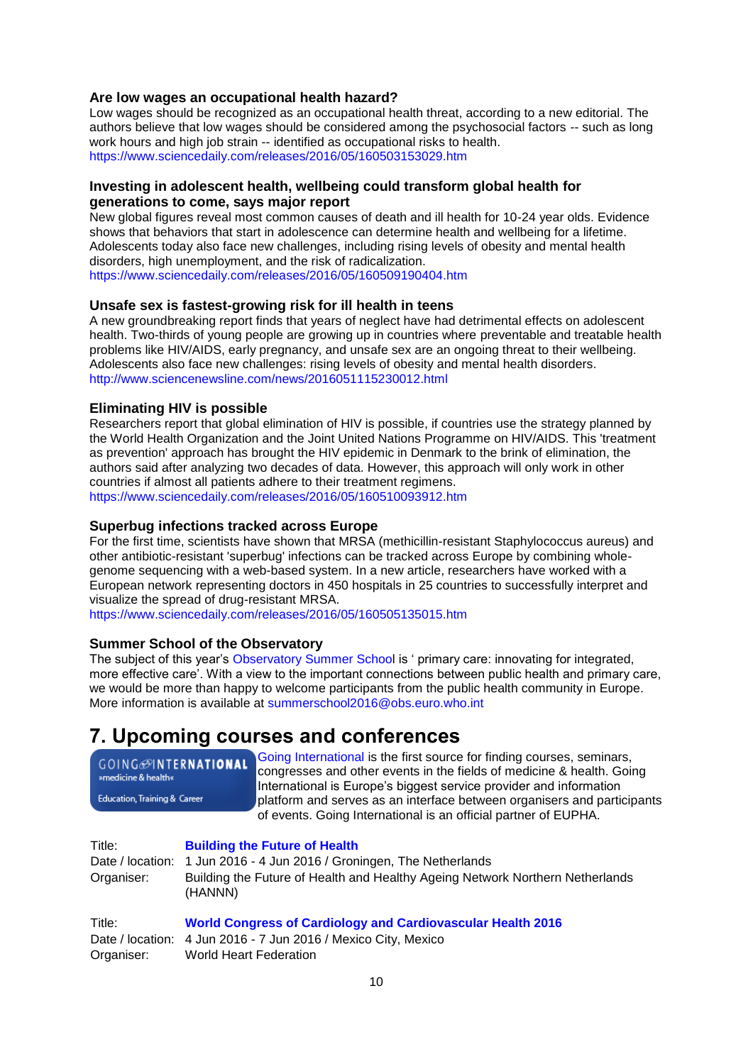### Are low wages an occupational health hazard?

Low wages should be recognized as an occupational health threat, according to a new editorial. The authors believe that low wages should be considered among the psychosocial factors -- such as long work hours and high job strain -- identified as occupational risks to health.
https://www.sciencedaily.com/releases/2016/05/160503153029.htm

### Investing in adolescent health, wellbeing could transform global health for generations to come, says major report

New global figures reveal most common causes of death and ill health for 10-24 year olds. Evidence shows that behaviors that start in adolescence can determine health and wellbeing for a lifetime. Adolescents today also face new challenges, including rising levels of obesity and mental health disorders, high unemployment, and the risk of radicalization.
https://www.sciencedaily.com/releases/2016/05/160509190404.htm

### Unsafe sex is fastest-growing risk for ill health in teens

A new groundbreaking report finds that years of neglect have had detrimental effects on adolescent health. Two-thirds of young people are growing up in countries where preventable and treatable health problems like HIV/AIDS, early pregnancy, and unsafe sex are an ongoing threat to their wellbeing. Adolescents also face new challenges: rising levels of obesity and mental health disorders.
http://www.sciencenewsline.com/news/2016051115230012.html

### Eliminating HIV is possible

Researchers report that global elimination of HIV is possible, if countries use the strategy planned by the World Health Organization and the Joint United Nations Programme on HIV/AIDS. This 'treatment as prevention' approach has brought the HIV epidemic in Denmark to the brink of elimination, the authors said after analyzing two decades of data. However, this approach will only work in other countries if almost all patients adhere to their treatment regimens.
https://www.sciencedaily.com/releases/2016/05/160510093912.htm

### Superbug infections tracked across Europe

For the first time, scientists have shown that MRSA (methicillin-resistant Staphylococcus aureus) and other antibiotic-resistant 'superbug' infections can be tracked across Europe by combining whole-genome sequencing with a web-based system. In a new article, researchers have worked with a European network representing doctors in 450 hospitals in 25 countries to successfully interpret and visualize the spread of drug-resistant MRSA.
https://www.sciencedaily.com/releases/2016/05/160505135015.htm

### Summer School of the Observatory

The subject of this year's Observatory Summer School is ' primary care: innovating for integrated, more effective care'. With a view to the important connections between public health and primary care, we would be more than happy to welcome participants from the public health community in Europe. More information is available at summerschool2016@obs.euro.who.int

# 7. Upcoming courses and conferences

GOING INTERNATIONAL »medicine & health« Education, Training & Career

Going International is the first source for finding courses, seminars, congresses and other events in the fields of medicine & health. Going International is Europe's biggest service provider and information platform and serves as an interface between organisers and participants of events. Going International is an official partner of EUPHA.

| | |
|---|---|
| Title: | **Building the Future of Health** |
| Date / location: | 1 Jun 2016 - 4 Jun 2016 / Groningen, The Netherlands |
| Organiser: | Building the Future of Health and Healthy Ageing Network Northern Netherlands (HANNN) |

| | |
|---|---|
| Title: | **World Congress of Cardiology and Cardiovascular Health 2016** |
| Date / location: | 4 Jun 2016 - 7 Jun 2016 / Mexico City, Mexico |
| Organiser: | World Heart Federation |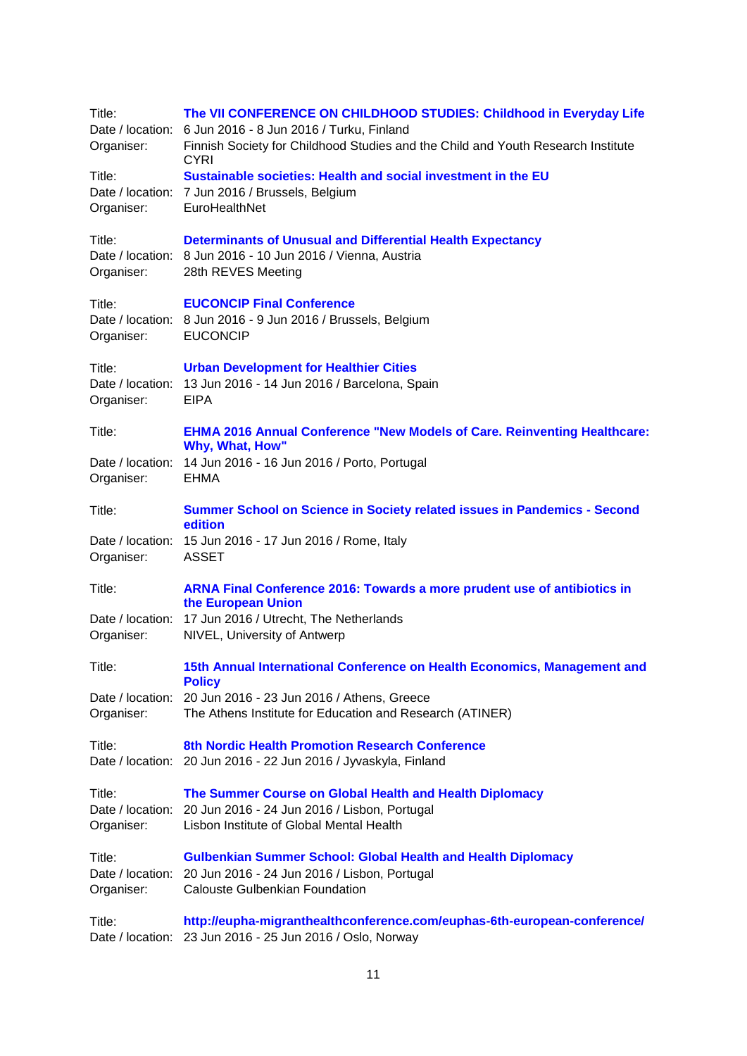Title: **The VII CONFERENCE ON CHILDHOOD STUDIES: Childhood in Everyday Life**
Date / location: 6 Jun 2016 - 8 Jun 2016 / Turku, Finland
Organiser: Finnish Society for Childhood Studies and the Child and Youth Research Institute CYRI

Title: **Sustainable societies: Health and social investment in the EU**
Date / location: 7 Jun 2016 / Brussels, Belgium
Organiser: EuroHealthNet

Title: **Determinants of Unusual and Differential Health Expectancy**
Date / location: 8 Jun 2016 - 10 Jun 2016 / Vienna, Austria
Organiser: 28th REVES Meeting

Title: **EUCONCIP Final Conference**
Date / location: 8 Jun 2016 - 9 Jun 2016 / Brussels, Belgium
Organiser: EUCONCIP

Title: **Urban Development for Healthier Cities**
Date / location: 13 Jun 2016 - 14 Jun 2016 / Barcelona, Spain
Organiser: EIPA

Title: **EHMA 2016 Annual Conference "New Models of Care. Reinventing Healthcare: Why, What, How"**
Date / location: 14 Jun 2016 - 16 Jun 2016 / Porto, Portugal
Organiser: EHMA

Title: **Summer School on Science in Society related issues in Pandemics - Second edition**
Date / location: 15 Jun 2016 - 17 Jun 2016 / Rome, Italy
Organiser: ASSET

Title: **ARNA Final Conference 2016: Towards a more prudent use of antibiotics in the European Union**
Date / location: 17 Jun 2016 / Utrecht, The Netherlands
Organiser: NIVEL, University of Antwerp

Title: **15th Annual International Conference on Health Economics, Management and Policy**
Date / location: 20 Jun 2016 - 23 Jun 2016 / Athens, Greece
Organiser: The Athens Institute for Education and Research (ATINER)

Title: **8th Nordic Health Promotion Research Conference**
Date / location: 20 Jun 2016 - 22 Jun 2016 / Jyvaskyla, Finland

Title: **The Summer Course on Global Health and Health Diplomacy**
Date / location: 20 Jun 2016 - 24 Jun 2016 / Lisbon, Portugal
Organiser: Lisbon Institute of Global Mental Health

Title: **Gulbenkian Summer School: Global Health and Health Diplomacy**
Date / location: 20 Jun 2016 - 24 Jun 2016 / Lisbon, Portugal
Organiser: Calouste Gulbenkian Foundation

Title: **http://eupha-migranthealthconference.com/euphas-6th-european-conference/**
Date / location: 23 Jun 2016 - 25 Jun 2016 / Oslo, Norway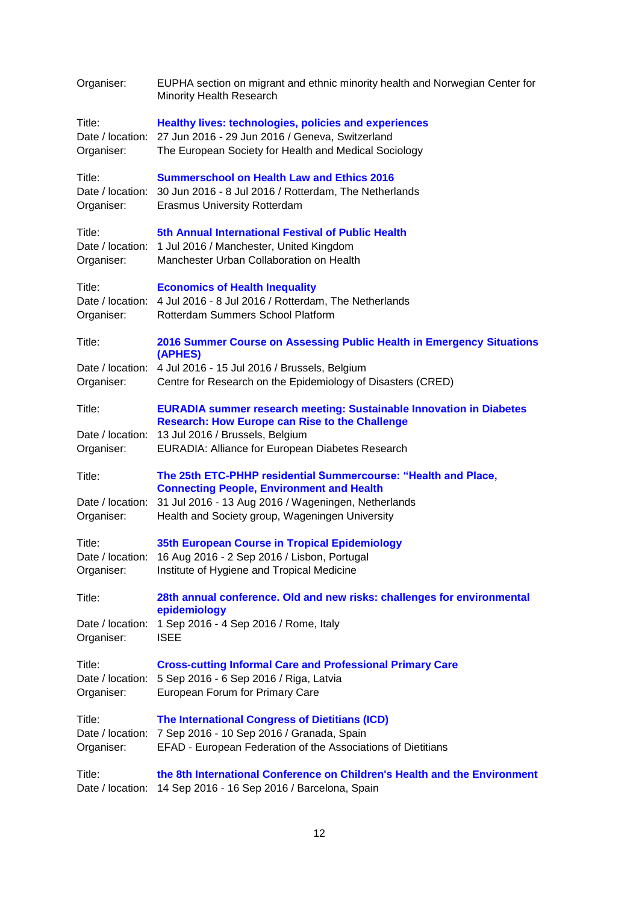Organiser: EUPHA section on migrant and ethnic minority health and Norwegian Center for Minority Health Research

Title: **Healthy lives: technologies, policies and experiences**
Date / location: 27 Jun 2016 - 29 Jun 2016 / Geneva, Switzerland
Organiser: The European Society for Health and Medical Sociology

Title: **Summerschool on Health Law and Ethics 2016**
Date / location: 30 Jun 2016 - 8 Jul 2016 / Rotterdam, The Netherlands
Organiser: Erasmus University Rotterdam

Title: **5th Annual International Festival of Public Health**
Date / location: 1 Jul 2016 / Manchester, United Kingdom
Organiser: Manchester Urban Collaboration on Health

Title: **Economics of Health Inequality**
Date / location: 4 Jul 2016 - 8 Jul 2016 / Rotterdam, The Netherlands
Organiser: Rotterdam Summers School Platform

Title: **2016 Summer Course on Assessing Public Health in Emergency Situations (APHES)**
Date / location: 4 Jul 2016 - 15 Jul 2016 / Brussels, Belgium
Organiser: Centre for Research on the Epidemiology of Disasters (CRED)

Title: **EURADIA summer research meeting: Sustainable Innovation in Diabetes Research: How Europe can Rise to the Challenge**
Date / location: 13 Jul 2016 / Brussels, Belgium
Organiser: EURADIA: Alliance for European Diabetes Research

Title: **The 25th ETC-PHHP residential Summercourse: "Health and Place, Connecting People, Environment and Health**
Date / location: 31 Jul 2016 - 13 Aug 2016 / Wageningen, Netherlands
Organiser: Health and Society group, Wageningen University

Title: **35th European Course in Tropical Epidemiology**
Date / location: 16 Aug 2016 - 2 Sep 2016 / Lisbon, Portugal
Organiser: Institute of Hygiene and Tropical Medicine

Title: **28th annual conference. Old and new risks: challenges for environmental epidemiology**
Date / location: 1 Sep 2016 - 4 Sep 2016 / Rome, Italy
Organiser: ISEE

Title: **Cross-cutting Informal Care and Professional Primary Care**
Date / location: 5 Sep 2016 - 6 Sep 2016 / Riga, Latvia
Organiser: European Forum for Primary Care

Title: **The International Congress of Dietitians (ICD)**
Date / location: 7 Sep 2016 - 10 Sep 2016 / Granada, Spain
Organiser: EFAD - European Federation of the Associations of Dietitians

Title: **the 8th International Conference on Children's Health and the Environment**
Date / location: 14 Sep 2016 - 16 Sep 2016 / Barcelona, Spain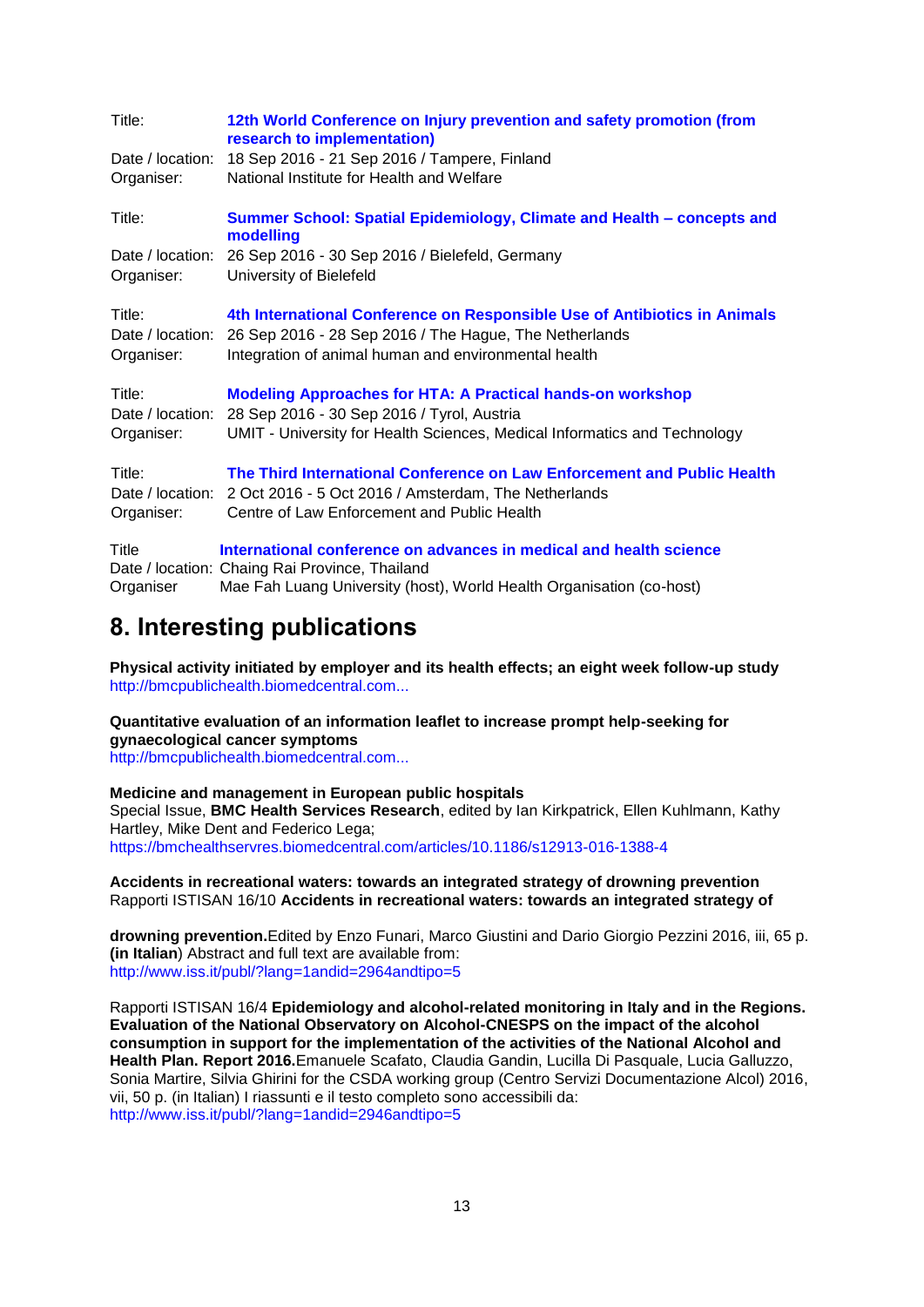Title: **12th World Conference on Injury prevention and safety promotion (from research to implementation)**
Date / location: 18 Sep 2016 - 21 Sep 2016 / Tampere, Finland
Organiser: National Institute for Health and Welfare

Title: **Summer School: Spatial Epidemiology, Climate and Health – concepts and modelling**
Date / location: 26 Sep 2016 - 30 Sep 2016 / Bielefeld, Germany
Organiser: University of Bielefeld

Title: **4th International Conference on Responsible Use of Antibiotics in Animals**
Date / location: 26 Sep 2016 - 28 Sep 2016 / The Hague, The Netherlands
Organiser: Integration of animal human and environmental health

Title: **Modeling Approaches for HTA: A Practical hands-on workshop**
Date / location: 28 Sep 2016 - 30 Sep 2016 / Tyrol, Austria
Organiser: UMIT - University for Health Sciences, Medical Informatics and Technology

Title: **The Third International Conference on Law Enforcement and Public Health**
Date / location: 2 Oct 2016 - 5 Oct 2016 / Amsterdam, The Netherlands
Organiser: Centre of Law Enforcement and Public Health

Title **International conference on advances in medical and health science**
Date / location: Chaing Rai Province, Thailand
Organiser Mae Fah Luang University (host), World Health Organisation (co-host)

# 8. Interesting publications

**Physical activity initiated by employer and its health effects; an eight week follow-up study**
http://bmcpublichealth.biomedcentral.com...

**Quantitative evaluation of an information leaflet to increase prompt help-seeking for gynaecological cancer symptoms**
http://bmcpublichealth.biomedcentral.com...

**Medicine and management in European public hospitals**
Special Issue, **BMC Health Services Research**, edited by Ian Kirkpatrick, Ellen Kuhlmann, Kathy Hartley, Mike Dent and Federico Lega;
https://bmchealthservres.biomedcentral.com/articles/10.1186/s12913-016-1388-4

**Accidents in recreational waters: towards an integrated strategy of drowning prevention**
Rapporti ISTISAN 16/10 **Accidents in recreational waters: towards an integrated strategy of drowning prevention.** Edited by Enzo Funari, Marco Giustini and Dario Giorgio Pezzini 2016, iii, 65 p. **(in Italian**) Abstract and full text are available from:
http://www.iss.it/publ/?lang=1andid=2964andtipo=5

Rapporti ISTISAN 16/4 **Epidemiology and alcohol-related monitoring in Italy and in the Regions. Evaluation of the National Observatory on Alcohol-CNESPS on the impact of the alcohol consumption in support for the implementation of the activities of the National Alcohol and Health Plan. Report 2016.** Emanuele Scafato, Claudia Gandin, Lucilla Di Pasquale, Lucia Galluzzo, Sonia Martire, Silvia Ghirini for the CSDA working group (Centro Servizi Documentazione Alcol) 2016, vii, 50 p. (in Italian) I riassunti e il testo completo sono accessibili da:
http://www.iss.it/publ/?lang=1andid=2946andtipo=5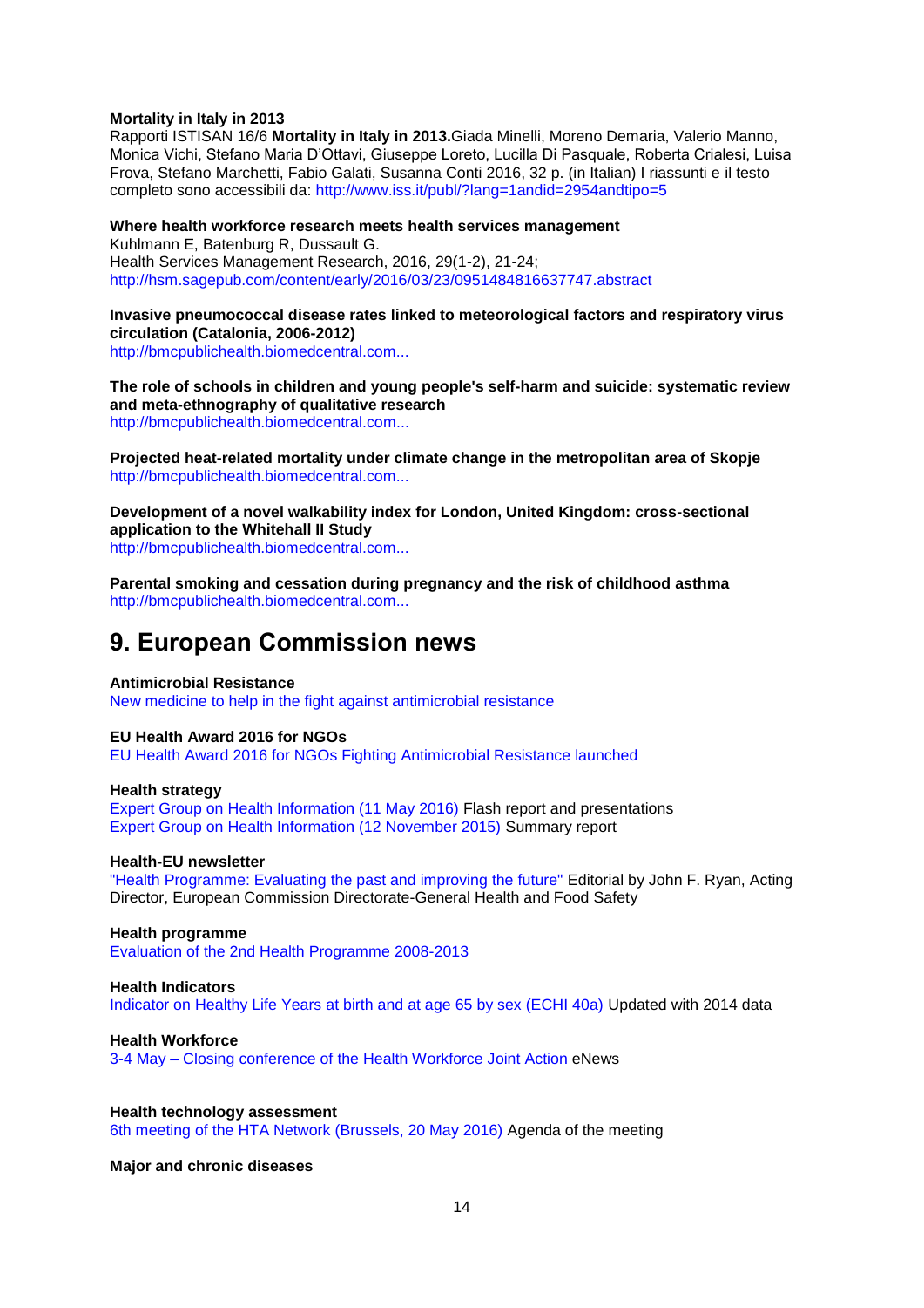**Mortality in Italy in 2013**
Rapporti ISTISAN 16/6 **Mortality in Italy in 2013.**Giada Minelli, Moreno Demaria, Valerio Manno, Monica Vichi, Stefano Maria D'Ottavi, Giuseppe Loreto, Lucilla Di Pasquale, Roberta Crialesi, Luisa Frova, Stefano Marchetti, Fabio Galati, Susanna Conti 2016, 32 p. (in Italian) I riassunti e il testo completo sono accessibili da: http://www.iss.it/publ/?lang=1andid=2954andtipo=5

**Where health workforce research meets health services management**
Kuhlmann E, Batenburg R, Dussault G.
Health Services Management Research, 2016, 29(1-2), 21-24;
http://hsm.sagepub.com/content/early/2016/03/23/0951484816637747.abstract

**Invasive pneumococcal disease rates linked to meteorological factors and respiratory virus circulation (Catalonia, 2006-2012)**
http://bmcpublichealth.biomedcentral.com...

**The role of schools in children and young people's self-harm and suicide: systematic review and meta-ethnography of qualitative research**
http://bmcpublichealth.biomedcentral.com...

**Projected heat-related mortality under climate change in the metropolitan area of Skopje**
http://bmcpublichealth.biomedcentral.com...

**Development of a novel walkability index for London, United Kingdom: cross-sectional application to the Whitehall II Study**
http://bmcpublichealth.biomedcentral.com...

**Parental smoking and cessation during pregnancy and the risk of childhood asthma**
http://bmcpublichealth.biomedcentral.com...

# 9. European Commission news

**Antimicrobial Resistance**
New medicine to help in the fight against antimicrobial resistance

**EU Health Award 2016 for NGOs**
EU Health Award 2016 for NGOs Fighting Antimicrobial Resistance launched

**Health strategy**
Expert Group on Health Information (11 May 2016) Flash report and presentations
Expert Group on Health Information (12 November 2015) Summary report

**Health-EU newsletter**
"Health Programme: Evaluating the past and improving the future" Editorial by John F. Ryan, Acting Director, European Commission Directorate-General Health and Food Safety

**Health programme**
Evaluation of the 2nd Health Programme 2008-2013

**Health Indicators**
Indicator on Healthy Life Years at birth and at age 65 by sex (ECHI 40a) Updated with 2014 data

**Health Workforce**
3-4 May – Closing conference of the Health Workforce Joint Action eNews

**Health technology assessment**
6th meeting of the HTA Network (Brussels, 20 May 2016) Agenda of the meeting

**Major and chronic diseases**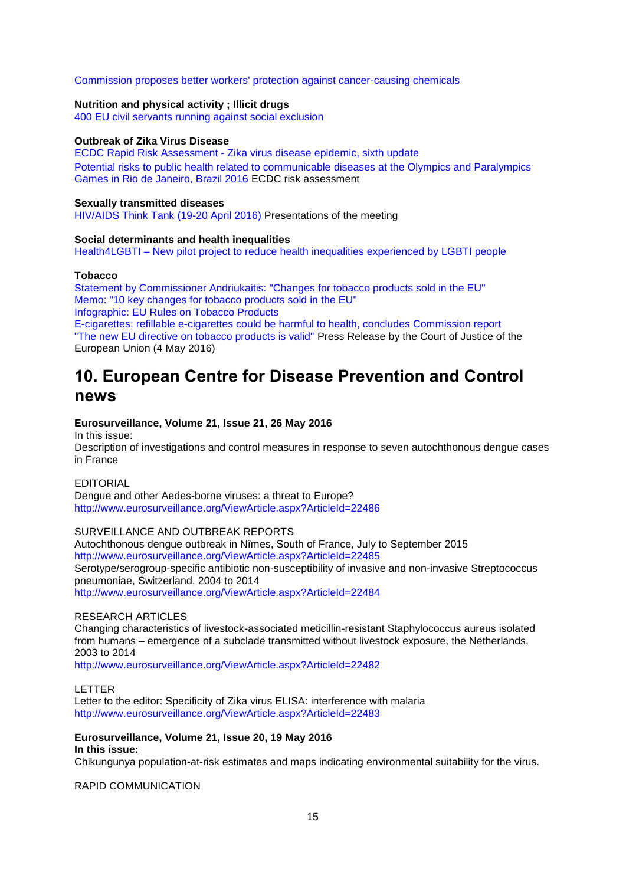Commission proposes better workers' protection against cancer-causing chemicals

**Nutrition and physical activity ; Illicit drugs**
400 EU civil servants running against social exclusion

**Outbreak of Zika Virus Disease**
ECDC Rapid Risk Assessment - Zika virus disease epidemic, sixth update
Potential risks to public health related to communicable diseases at the Olympics and Paralympics Games in Rio de Janeiro, Brazil 2016 ECDC risk assessment

**Sexually transmitted diseases**
HIV/AIDS Think Tank (19-20 April 2016) Presentations of the meeting

**Social determinants and health inequalities**
Health4LGBTI – New pilot project to reduce health inequalities experienced by LGBTI people

**Tobacco**
Statement by Commissioner Andriukaitis: "Changes for tobacco products sold in the EU"
Memo: "10 key changes for tobacco products sold in the EU"
Infographic: EU Rules on Tobacco Products
E-cigarettes: refillable e-cigarettes could be harmful to health, concludes Commission report
"The new EU directive on tobacco products is valid" Press Release by the Court of Justice of the European Union (4 May 2016)

# 10. European Centre for Disease Prevention and Control news

**Eurosurveillance, Volume 21, Issue 21, 26 May 2016**
In this issue:
Description of investigations and control measures in response to seven autochthonous dengue cases in France

EDITORIAL
Dengue and other Aedes-borne viruses: a threat to Europe?
http://www.eurosurveillance.org/ViewArticle.aspx?ArticleId=22486

SURVEILLANCE AND OUTBREAK REPORTS
Autochthonous dengue outbreak in Nîmes, South of France, July to September 2015
http://www.eurosurveillance.org/ViewArticle.aspx?ArticleId=22485
Serotype/serogroup-specific antibiotic non-susceptibility of invasive and non-invasive Streptococcus pneumoniae, Switzerland, 2004 to 2014
http://www.eurosurveillance.org/ViewArticle.aspx?ArticleId=22484

RESEARCH ARTICLES
Changing characteristics of livestock-associated meticillin-resistant Staphylococcus aureus isolated from humans – emergence of a subclade transmitted without livestock exposure, the Netherlands, 2003 to 2014
http://www.eurosurveillance.org/ViewArticle.aspx?ArticleId=22482

LETTER
Letter to the editor: Specificity of Zika virus ELISA: interference with malaria
http://www.eurosurveillance.org/ViewArticle.aspx?ArticleId=22483

**Eurosurveillance, Volume 21, Issue 20, 19 May 2016**
**In this issue:**
Chikungunya population-at-risk estimates and maps indicating environmental suitability for the virus.

RAPID COMMUNICATION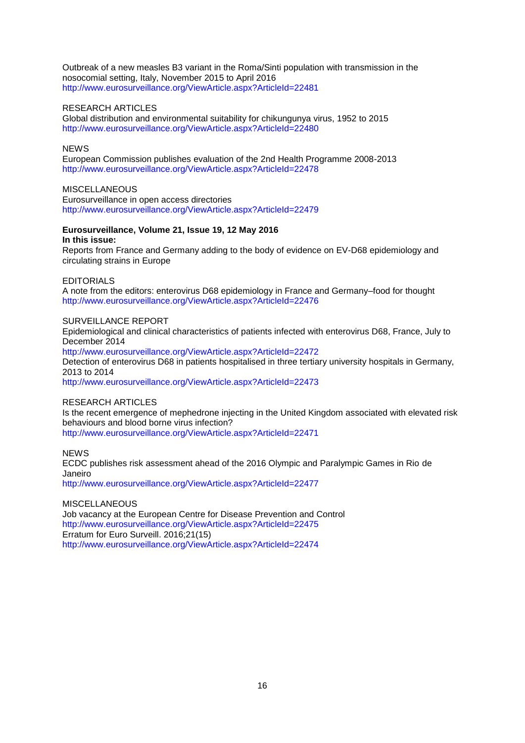Outbreak of a new measles B3 variant in the Roma/Sinti population with transmission in the nosocomial setting, Italy, November 2015 to April 2016
http://www.eurosurveillance.org/ViewArticle.aspx?ArticleId=22481

RESEARCH ARTICLES
Global distribution and environmental suitability for chikungunya virus, 1952 to 2015
http://www.eurosurveillance.org/ViewArticle.aspx?ArticleId=22480

NEWS
European Commission publishes evaluation of the 2nd Health Programme 2008-2013
http://www.eurosurveillance.org/ViewArticle.aspx?ArticleId=22478

MISCELLANEOUS
Eurosurveillance in open access directories
http://www.eurosurveillance.org/ViewArticle.aspx?ArticleId=22479

**Eurosurveillance, Volume 21, Issue 19, 12 May 2016**
**In this issue:**
Reports from France and Germany adding to the body of evidence on EV-D68 epidemiology and circulating strains in Europe

EDITORIALS
A note from the editors: enterovirus D68 epidemiology in France and Germany–food for thought
http://www.eurosurveillance.org/ViewArticle.aspx?ArticleId=22476

SURVEILLANCE REPORT
Epidemiological and clinical characteristics of patients infected with enterovirus D68, France, July to December 2014
http://www.eurosurveillance.org/ViewArticle.aspx?ArticleId=22472
Detection of enterovirus D68 in patients hospitalised in three tertiary university hospitals in Germany, 2013 to 2014
http://www.eurosurveillance.org/ViewArticle.aspx?ArticleId=22473

RESEARCH ARTICLES
Is the recent emergence of mephedrone injecting in the United Kingdom associated with elevated risk behaviours and blood borne virus infection?
http://www.eurosurveillance.org/ViewArticle.aspx?ArticleId=22471

NEWS
ECDC publishes risk assessment ahead of the 2016 Olympic and Paralympic Games in Rio de Janeiro
http://www.eurosurveillance.org/ViewArticle.aspx?ArticleId=22477

MISCELLANEOUS
Job vacancy at the European Centre for Disease Prevention and Control
http://www.eurosurveillance.org/ViewArticle.aspx?ArticleId=22475
Erratum for Euro Surveill. 2016;21(15)
http://www.eurosurveillance.org/ViewArticle.aspx?ArticleId=22474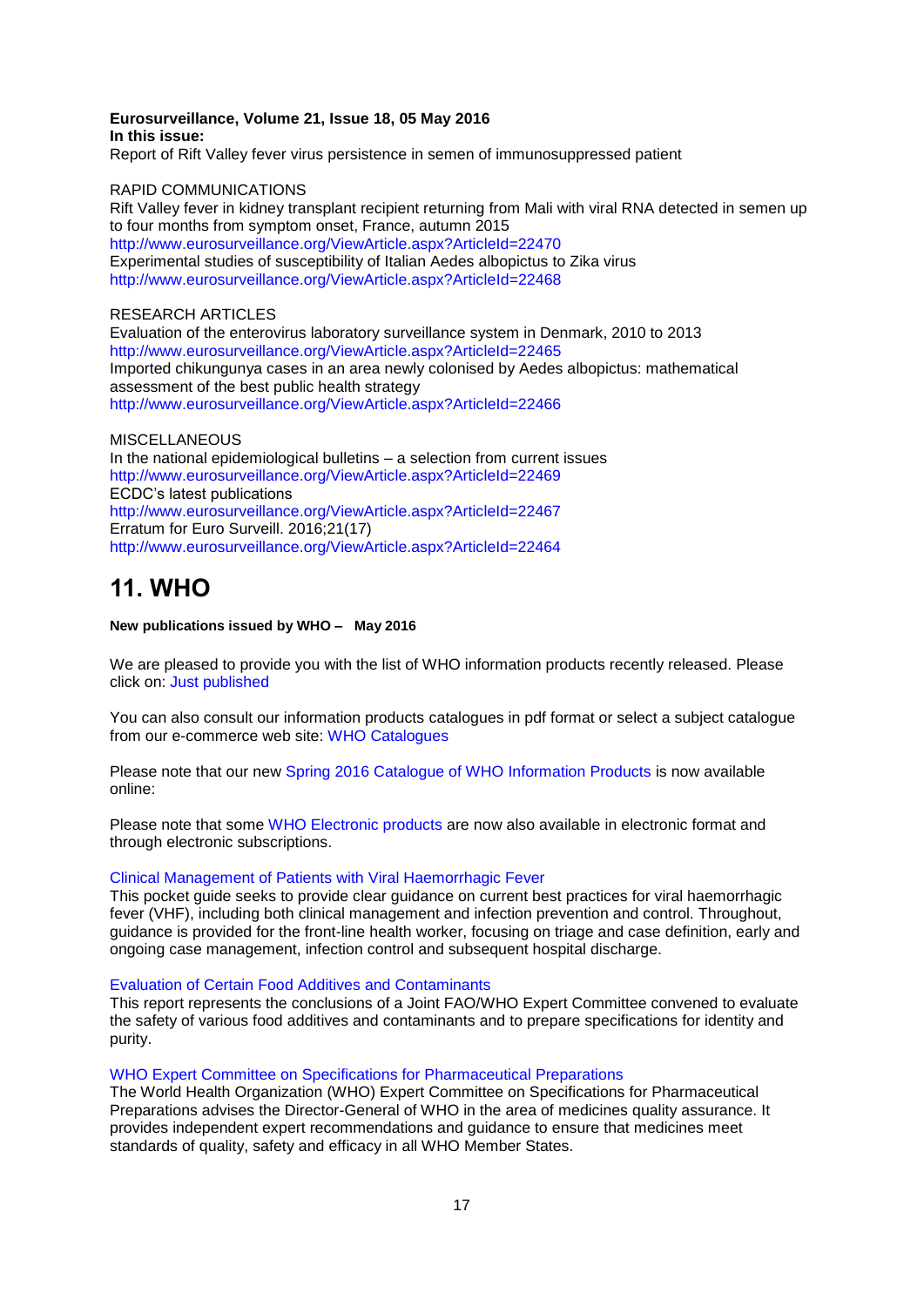**Eurosurveillance, Volume 21, Issue 18, 05 May 2016**
**In this issue:**
Report of Rift Valley fever virus persistence in semen of immunosuppressed patient

RAPID COMMUNICATIONS
Rift Valley fever in kidney transplant recipient returning from Mali with viral RNA detected in semen up to four months from symptom onset, France, autumn 2015
http://www.eurosurveillance.org/ViewArticle.aspx?ArticleId=22470
Experimental studies of susceptibility of Italian Aedes albopictus to Zika virus
http://www.eurosurveillance.org/ViewArticle.aspx?ArticleId=22468

RESEARCH ARTICLES
Evaluation of the enterovirus laboratory surveillance system in Denmark, 2010 to 2013
http://www.eurosurveillance.org/ViewArticle.aspx?ArticleId=22465
Imported chikungunya cases in an area newly colonised by Aedes albopictus: mathematical assessment of the best public health strategy
http://www.eurosurveillance.org/ViewArticle.aspx?ArticleId=22466

MISCELLANEOUS
In the national epidemiological bulletins – a selection from current issues
http://www.eurosurveillance.org/ViewArticle.aspx?ArticleId=22469
ECDC's latest publications
http://www.eurosurveillance.org/ViewArticle.aspx?ArticleId=22467
Erratum for Euro Surveill. 2016;21(17)
http://www.eurosurveillance.org/ViewArticle.aspx?ArticleId=22464

# 11. WHO

**New publications issued by WHO – May 2016**

We are pleased to provide you with the list of WHO information products recently released. Please click on: Just published

You can also consult our information products catalogues in pdf format or select a subject catalogue from our e-commerce web site: WHO Catalogues

Please note that our new Spring 2016 Catalogue of WHO Information Products is now available online:

Please note that some WHO Electronic products are now also available in electronic format and through electronic subscriptions.

Clinical Management of Patients with Viral Haemorrhagic Fever
This pocket guide seeks to provide clear guidance on current best practices for viral haemorrhagic fever (VHF), including both clinical management and infection prevention and control. Throughout, guidance is provided for the front-line health worker, focusing on triage and case definition, early and ongoing case management, infection control and subsequent hospital discharge.

Evaluation of Certain Food Additives and Contaminants
This report represents the conclusions of a Joint FAO/WHO Expert Committee convened to evaluate the safety of various food additives and contaminants and to prepare specifications for identity and purity.

WHO Expert Committee on Specifications for Pharmaceutical Preparations
The World Health Organization (WHO) Expert Committee on Specifications for Pharmaceutical Preparations advises the Director-General of WHO in the area of medicines quality assurance. It provides independent expert recommendations and guidance to ensure that medicines meet standards of quality, safety and efficacy in all WHO Member States.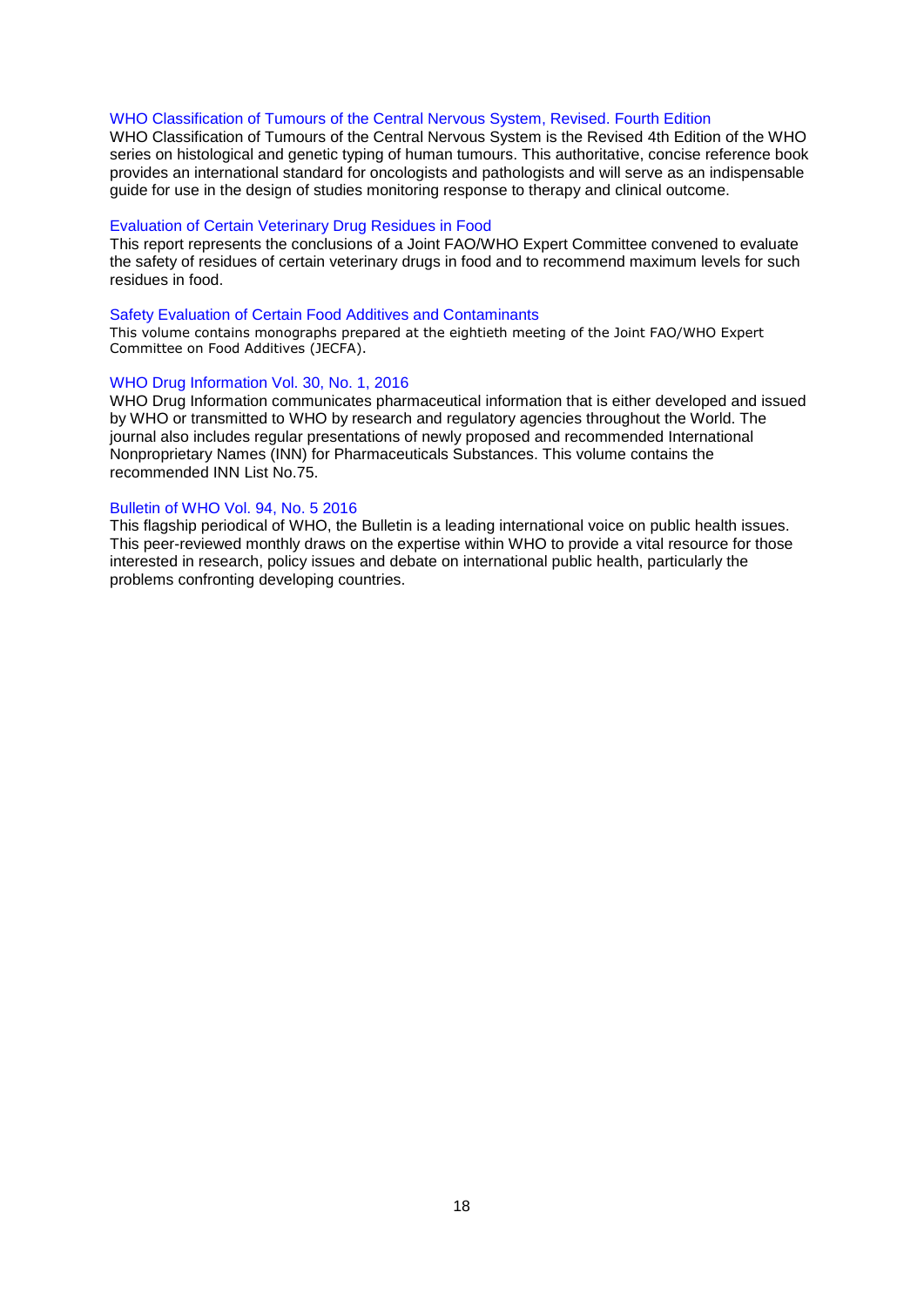[WHO Classification of Tumours of the Central Nervous System, Revised. Fourth Edition]

WHO Classification of Tumours of the Central Nervous System is the Revised 4th Edition of the WHO series on histological and genetic typing of human tumours. This authoritative, concise reference book provides an international standard for oncologists and pathologists and will serve as an indispensable guide for use in the design of studies monitoring response to therapy and clinical outcome.

[Evaluation of Certain Veterinary Drug Residues in Food]

This report represents the conclusions of a Joint FAO/WHO Expert Committee convened to evaluate the safety of residues of certain veterinary drugs in food and to recommend maximum levels for such residues in food.

[Safety Evaluation of Certain Food Additives and Contaminants]

This volume contains monographs prepared at the eightieth meeting of the Joint FAO/WHO Expert Committee on Food Additives (JECFA).

[WHO Drug Information Vol. 30, No. 1, 2016]

WHO Drug Information communicates pharmaceutical information that is either developed and issued by WHO or transmitted to WHO by research and regulatory agencies throughout the World. The journal also includes regular presentations of newly proposed and recommended International Nonproprietary Names (INN) for Pharmaceuticals Substances. This volume contains the recommended INN List No.75.

[Bulletin of WHO Vol. 94, No. 5 2016]

This flagship periodical of WHO, the Bulletin is a leading international voice on public health issues. This peer-reviewed monthly draws on the expertise within WHO to provide a vital resource for those interested in research, policy issues and debate on international public health, particularly the problems confronting developing countries.